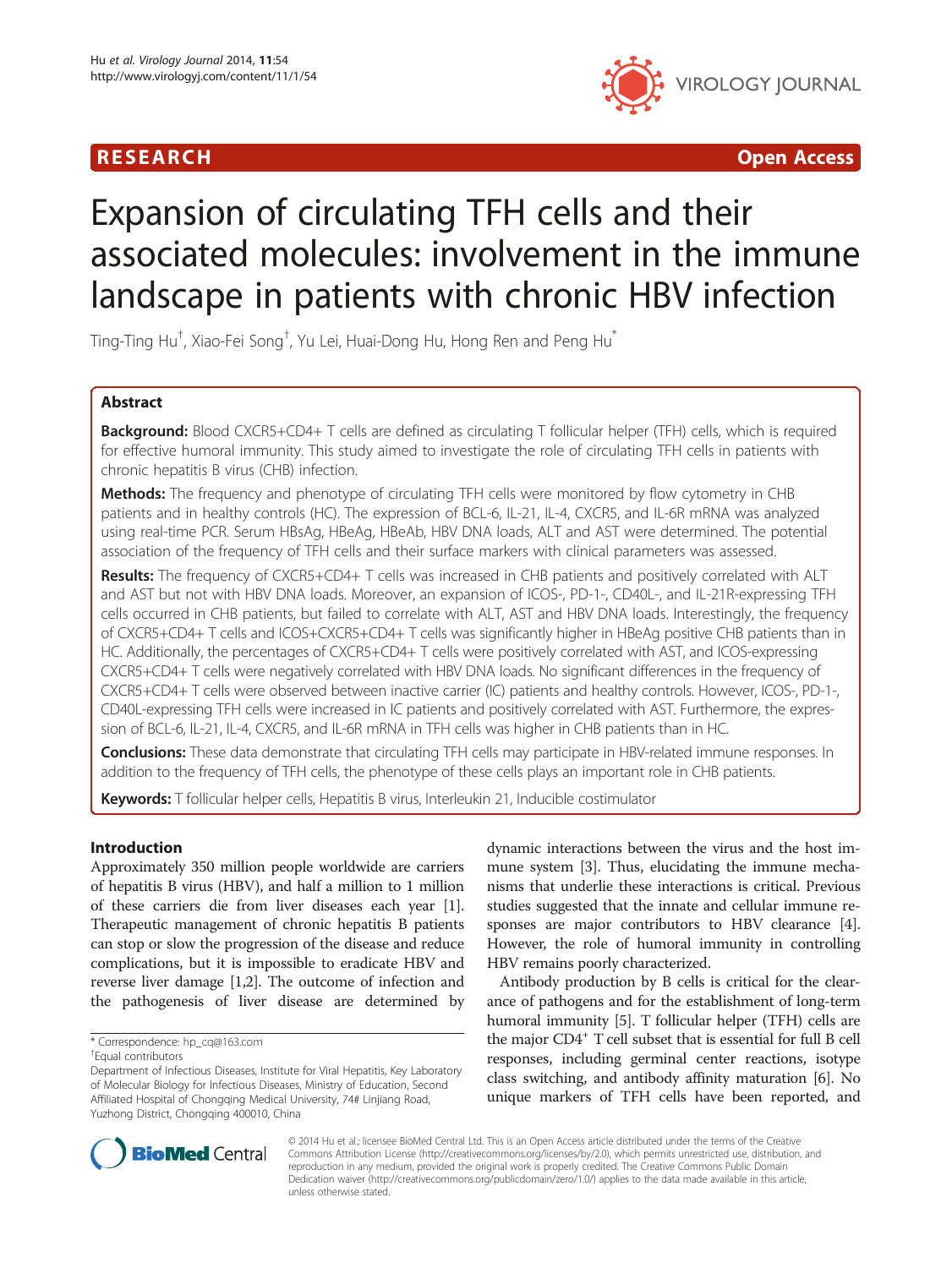RESEARCH Open Access

# Expansion of circulating TFH cells and their associated molecules: involvement in the immune landscape in patients with chronic HBV infection

Ting-Ting Hu[†], Xiao-Fei Song[†], Yu Lei, Huai-Dong Hu, Hong Ren and Peng Hu[*]

## Abstract

**Background:** Blood CXCR5+CD4+ T cells are defined as circulating T follicular helper (TFH) cells, which is required for effective humoral immunity. This study aimed to investigate the role of circulating TFH cells in patients with chronic hepatitis B virus (CHB) infection.

**Methods:** The frequency and phenotype of circulating TFH cells were monitored by flow cytometry in CHB patients and in healthy controls (HC). The expression of BCL-6, IL-21, IL-4, CXCR5, and IL-6R mRNA was analyzed using real-time PCR. Serum HBsAg, HBeAg, HBeAb, HBV DNA loads, ALT and AST were determined. The potential association of the frequency of TFH cells and their surface markers with clinical parameters was assessed.

**Results:** The frequency of CXCR5+CD4+ T cells was increased in CHB patients and positively correlated with ALT and AST but not with HBV DNA loads. Moreover, an expansion of ICOS-, PD-1-, CD40L-, and IL-21R-expressing TFH cells occurred in CHB patients, but failed to correlate with ALT, AST and HBV DNA loads. Interestingly, the frequency of CXCR5+CD4+ T cells and ICOS+CXCR5+CD4+ T cells was significantly higher in HBeAg positive CHB patients than in HC. Additionally, the percentages of CXCR5+CD4+ T cells were positively correlated with AST, and ICOS-expressing CXCR5+CD4+ T cells were negatively correlated with HBV DNA loads. No significant differences in the frequency of CXCR5+CD4+ T cells were observed between inactive carrier (IC) patients and healthy controls. However, ICOS-, PD-1-, CD40L-expressing TFH cells were increased in IC patients and positively correlated with AST. Furthermore, the expression of BCL-6, IL-21, IL-4, CXCR5, and IL-6R mRNA in TFH cells was higher in CHB patients than in HC.

**Conclusions:** These data demonstrate that circulating TFH cells may participate in HBV-related immune responses. In addition to the frequency of TFH cells, the phenotype of these cells plays an important role in CHB patients.

**Keywords:** T follicular helper cells, Hepatitis B virus, Interleukin 21, Inducible costimulator

## Introduction

Approximately 350 million people worldwide are carriers of hepatitis B virus (HBV), and half a million to 1 million of these carriers die from liver diseases each year [1]. Therapeutic management of chronic hepatitis B patients can stop or slow the progression of the disease and reduce complications, but it is impossible to eradicate HBV and reverse liver damage [1,2]. The outcome of infection and the pathogenesis of liver disease are determined by dynamic interactions between the virus and the host immune system [3]. Thus, elucidating the immune mechanisms that underlie these interactions is critical. Previous studies suggested that the innate and cellular immune responses are major contributors to HBV clearance [4]. However, the role of humoral immunity in controlling HBV remains poorly characterized.

Antibody production by B cells is critical for the clearance of pathogens and for the establishment of long-term humoral immunity [5]. T follicular helper (TFH) cells are the major $CD4^+$ T cell subset that is essential for full B cell responses, including germinal center reactions, isotype class switching, and antibody affinity maturation [6]. No unique markers of TFH cells have been reported, and

\* Correspondence: hp_cq@163.com

[†]Equal contributors

Department of Infectious Diseases, Institute for Viral Hepatitis, Key Laboratory of Molecular Biology for Infectious Diseases, Ministry of Education, Second Affiliated Hospital of Chongqing Medical University, 74# Linjiang Road, Yuzhong District, Chongqing 400010, China

© 2014 Hu et al.; licensee BioMed Central Ltd. This is an Open Access article distributed under the terms of the Creative Commons Attribution License (http://creativecommons.org/licenses/by/2.0), which permits unrestricted use, distribution, and reproduction in any medium, provided the original work is properly credited. The Creative Commons Public Domain Dedication waiver (http://creativecommons.org/publicdomain/zero/1.0/) applies to the data made available in this article, unless otherwise stated.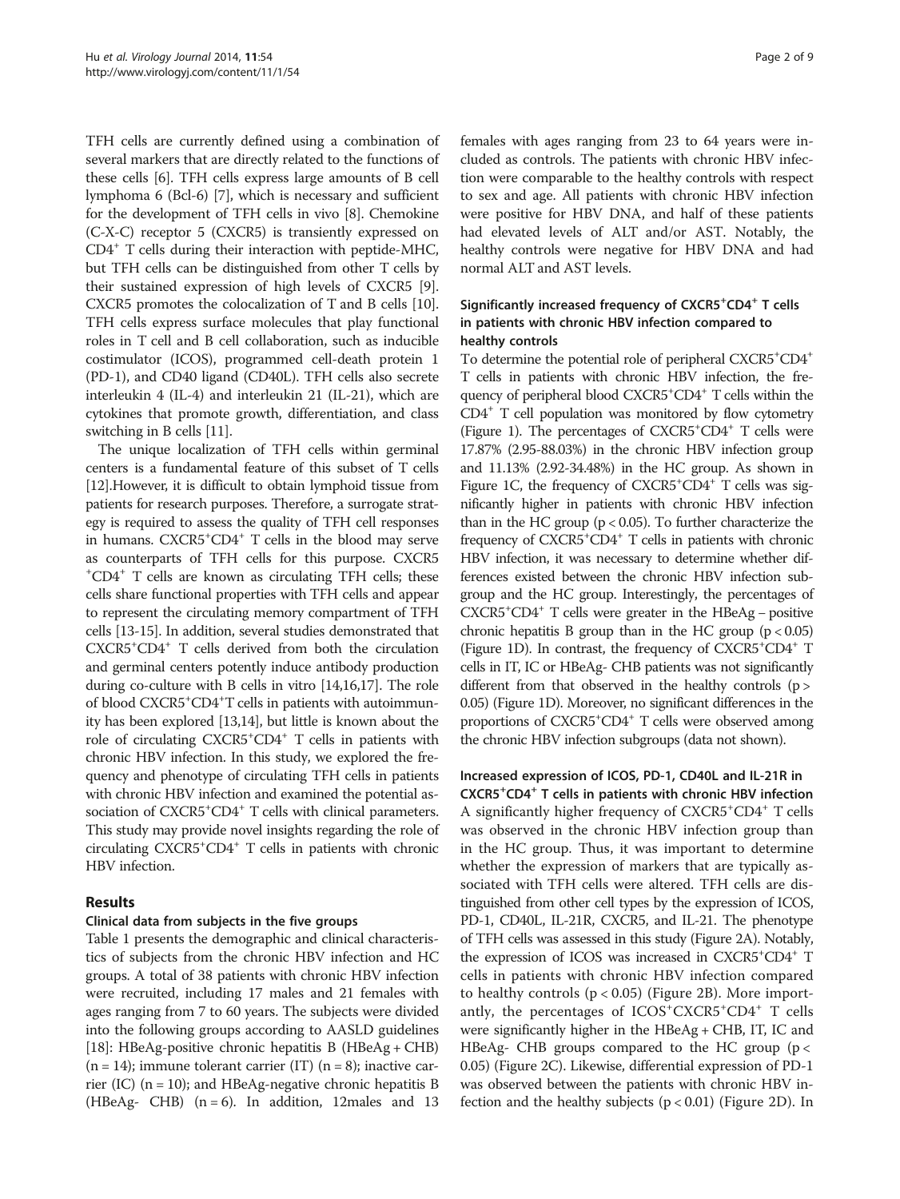TFH cells are currently defined using a combination of several markers that are directly related to the functions of these cells [6]. TFH cells express large amounts of B cell lymphoma 6 (Bcl-6) [7], which is necessary and sufficient for the development of TFH cells in vivo [8]. Chemokine (C-X-C) receptor 5 (CXCR5) is transiently expressed on $CD4^+$ T cells during their interaction with peptide-MHC, but TFH cells can be distinguished from other T cells by their sustained expression of high levels of CXCR5 [9]. CXCR5 promotes the colocalization of T and B cells [10]. TFH cells express surface molecules that play functional roles in T cell and B cell collaboration, such as inducible costimulator (ICOS), programmed cell-death protein 1 (PD-1), and CD40 ligand (CD40L). TFH cells also secrete interleukin 4 (IL-4) and interleukin 21 (IL-21), which are cytokines that promote growth, differentiation, and class switching in B cells [11].

The unique localization of TFH cells within germinal centers is a fundamental feature of this subset of T cells [12].However, it is difficult to obtain lymphoid tissue from patients for research purposes. Therefore, a surrogate strategy is required to assess the quality of TFH cell responses in humans. $CXCR5^+CD4^+$ T cells in the blood may serve as counterparts of TFH cells for this purpose. $CXCR5^+CD4^+$ T cells are known as circulating TFH cells; these cells share functional properties with TFH cells and appear to represent the circulating memory compartment of TFH cells [13-15]. In addition, several studies demonstrated that $CXCR5^+CD4^+$ T cells derived from both the circulation and germinal centers potently induce antibody production during co-culture with B cells in vitro [14,16,17]. The role of blood $CXCR5^+CD4^+$T cells in patients with autoimmunity has been explored [13,14], but little is known about the role of circulating $CXCR5^+CD4^+$ T cells in patients with chronic HBV infection. In this study, we explored the frequency and phenotype of circulating TFH cells in patients with chronic HBV infection and examined the potential association of $CXCR5^+CD4^+$ T cells with clinical parameters. This study may provide novel insights regarding the role of circulating $CXCR5^+CD4^+$ T cells in patients with chronic HBV infection.

## Results

### Clinical data from subjects in the five groups

Table 1 presents the demographic and clinical characteristics of subjects from the chronic HBV infection and HC groups. A total of 38 patients with chronic HBV infection were recruited, including 17 males and 21 females with ages ranging from 7 to 60 years. The subjects were divided into the following groups according to AASLD guidelines [18]: HBeAg-positive chronic hepatitis B (HBeAg + CHB) (n = 14); immune tolerant carrier (IT) (n = 8); inactive carrier (IC) (n = 10); and HBeAg-negative chronic hepatitis B (HBeAg- CHB) (n = 6). In addition, 12males and 13 females with ages ranging from 23 to 64 years were included as controls. The patients with chronic HBV infection were comparable to the healthy controls with respect to sex and age. All patients with chronic HBV infection were positive for HBV DNA, and half of these patients had elevated levels of ALT and/or AST. Notably, the healthy controls were negative for HBV DNA and had normal ALT and AST levels.

### Significantly increased frequency of $CXCR5^+CD4^+$ T cells in patients with chronic HBV infection compared to healthy controls

To determine the potential role of peripheral $CXCR5^+CD4^+$ T cells in patients with chronic HBV infection, the frequency of peripheral blood $CXCR5^+CD4^+$ T cells within the $CD4^+$ T cell population was monitored by flow cytometry (Figure 1). The percentages of $CXCR5^+CD4^+$ T cells were 17.87% (2.95-88.03%) in the chronic HBV infection group and 11.13% (2.92-34.48%) in the HC group. As shown in Figure 1C, the frequency of $CXCR5^+CD4^+$ T cells was significantly higher in patients with chronic HBV infection than in the HC group ($p < 0.05$). To further characterize the frequency of $CXCR5^+CD4^+$ T cells in patients with chronic HBV infection, it was necessary to determine whether differences existed between the chronic HBV infection subgroup and the HC group. Interestingly, the percentages of $CXCR5^+CD4^+$ T cells were greater in the HBeAg – positive chronic hepatitis B group than in the HC group ($p < 0.05$) (Figure 1D). In contrast, the frequency of $CXCR5^+CD4^+$ T cells in IT, IC or HBeAg- CHB patients was not significantly different from that observed in the healthy controls ($p > 0.05$) (Figure 1D). Moreover, no significant differences in the proportions of $CXCR5^+CD4^+$ T cells were observed among the chronic HBV infection subgroups (data not shown).

### Increased expression of ICOS, PD-1, CD40L and IL-21R in $CXCR5^+CD4^+$ T cells in patients with chronic HBV infection

A significantly higher frequency of $CXCR5^+CD4^+$ T cells was observed in the chronic HBV infection group than in the HC group. Thus, it was important to determine whether the expression of markers that are typically associated with TFH cells were altered. TFH cells are distinguished from other cell types by the expression of ICOS, PD-1, CD40L, IL-21R, CXCR5, and IL-21. The phenotype of TFH cells was assessed in this study (Figure 2A). Notably, the expression of ICOS was increased in $CXCR5^+CD4^+$ T cells in patients with chronic HBV infection compared to healthy controls ($p < 0.05$) (Figure 2B). More importantly, the percentages of $ICOS^+CXCR5^+CD4^+$ T cells were significantly higher in the HBeAg + CHB, IT, IC and HBeAg- CHB groups compared to the HC group ($p < 0.05$) (Figure 2C). Likewise, differential expression of PD-1 was observed between the patients with chronic HBV infection and the healthy subjects ($p < 0.01$) (Figure 2D). In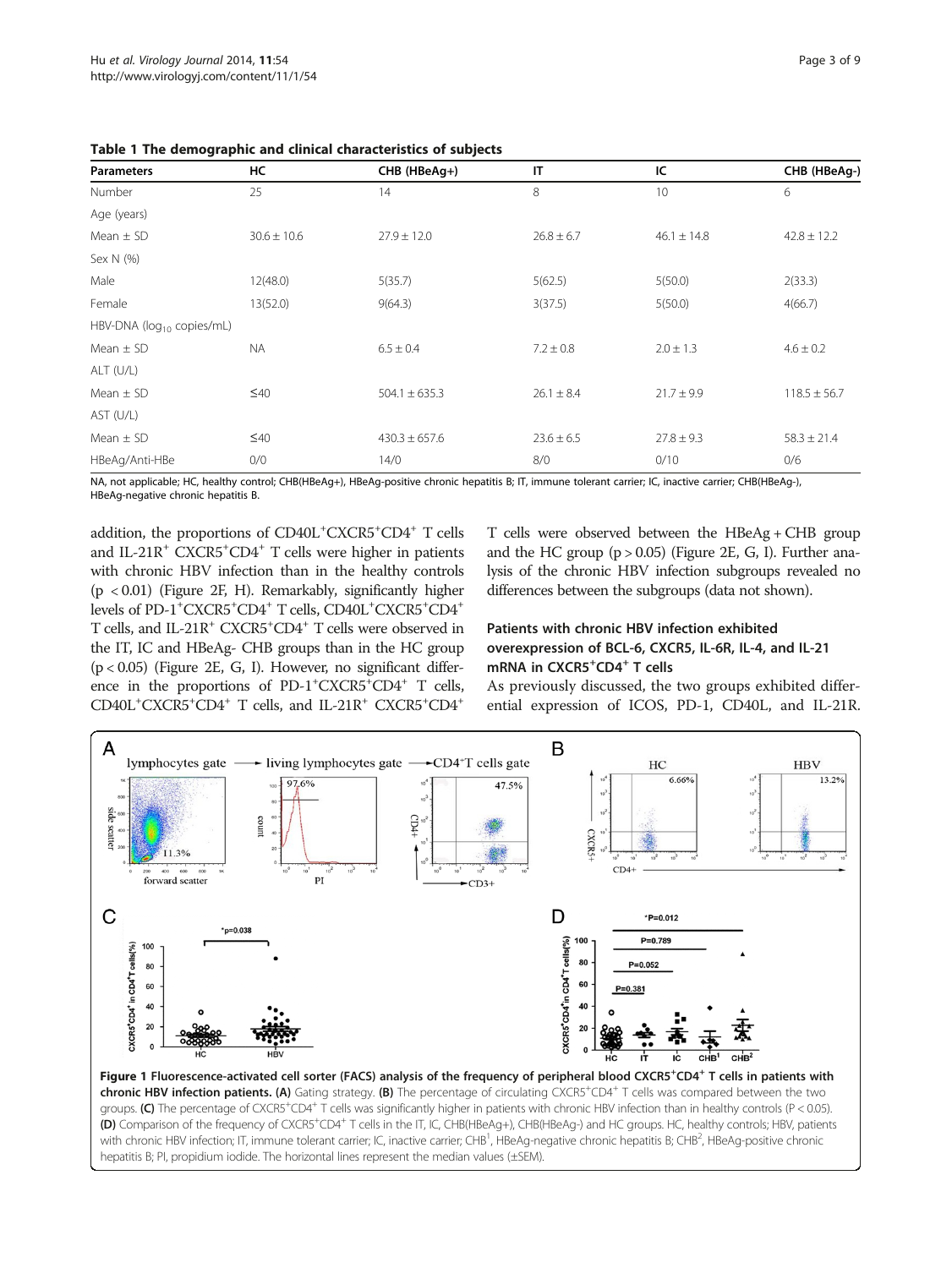**Table 1 The demographic and clinical characteristics of subjects**

| Parameters | HC | CHB (HBeAg+) | IT | IC | CHB (HBeAg-) |
|---|---|---|---|---|---|
| Number | 25 | 14 | 8 | 10 | 6 |
| Age (years) | | | | | |
| Mean ± SD | 30.6 ± 10.6 | 27.9 ± 12.0 | 26.8 ± 6.7 | 46.1 ± 14.8 | 42.8 ± 12.2 |
| Sex N (%) | | | | | |
| Male | 12(48.0) | 5(35.7) | 5(62.5) | 5(50.0) | 2(33.3) |
| Female | 13(52.0) | 9(64.3) | 3(37.5) | 5(50.0) | 4(66.7) |
| HBV-DNA ($log_{10}$ copies/mL) | | | | | |
| Mean ± SD | NA | 6.5 ± 0.4 | 7.2 ± 0.8 | 2.0 ± 1.3 | 4.6 ± 0.2 |
| ALT (U/L) | | | | | |
| Mean ± SD | ≤40 | 504.1 ± 635.3 | 26.1 ± 8.4 | 21.7 ± 9.9 | 118.5 ± 56.7 |
| AST (U/L) | | | | | |
| Mean ± SD | ≤40 | 430.3 ± 657.6 | 23.6 ± 6.5 | 27.8 ± 9.3 | 58.3 ± 21.4 |
| HBeAg/Anti-HBe | 0/0 | 14/0 | 8/0 | 0/10 | 0/6 |

NA, not applicable; HC, healthy control; CHB(HBeAg+), HBeAg-positive chronic hepatitis B; IT, immune tolerant carrier; IC, inactive carrier; CHB(HBeAg-), HBeAg-negative chronic hepatitis B.

addition, the proportions of $CD40L^+CXCR5^+CD4^+$ T cells and $IL\text{-}21R^+$ $CXCR5^+CD4^+$ T cells were higher in patients with chronic HBV infection than in the healthy controls ($p < 0.01$) (Figure 2F, H). Remarkably, significantly higher levels of $PD\text{-}1^+CXCR5^+CD4^+$ T cells, $CD40L^+CXCR5^+CD4^+$ T cells, and $IL\text{-}21R^+$ $CXCR5^+CD4^+$ T cells were observed in the IT, IC and HBeAg- CHB groups than in the HC group ($p < 0.05$) (Figure 2E, G, I). However, no significant difference in the proportions of $PD\text{-}1^+CXCR5^+CD4^+$ T cells, $CD40L^+CXCR5^+CD4^+$ T cells, and $IL\text{-}21R^+$ $CXCR5^+CD4^+$ T cells were observed between the HBeAg + CHB group and the HC group ($p > 0.05$) (Figure 2E, G, I). Further analysis of the chronic HBV infection subgroups revealed no differences between the subgroups (data not shown).

### Patients with chronic HBV infection exhibited overexpression of BCL-6, CXCR5, IL-6R, IL-4, and IL-21 mRNA in $CXCR5^+CD4^+$ T cells

As previously discussed, the two groups exhibited differential expression of ICOS, PD-1, CD40L, and IL-21R.

**Figure 1 Fluorescence-activated cell sorter (FACS) analysis of the frequency of peripheral blood $CXCR5^+CD4^+$ T cells in patients with chronic HBV infection patients. (A)** Gating strategy. **(B)** The percentage of circulating $CXCR5^+CD4^+$ T cells was compared between the two groups. **(C)** The percentage of $CXCR5^+CD4^+$ T cells was significantly higher in patients with chronic HBV infection than in healthy controls ($P < 0.05$). **(D)** Comparison of the frequency of $CXCR5^+CD4^+$ T cells in the IT, IC, CHB(HBeAg+), CHB(HBeAg-) and HC groups. HC, healthy controls; HBV, patients with chronic HBV infection; IT, immune tolerant carrier; IC, inactive carrier; CHB[1], HBeAg-negative chronic hepatitis B; CHB[2], HBeAg-positive chronic hepatitis B; PI, propidium iodide. The horizontal lines represent the median values (±SEM).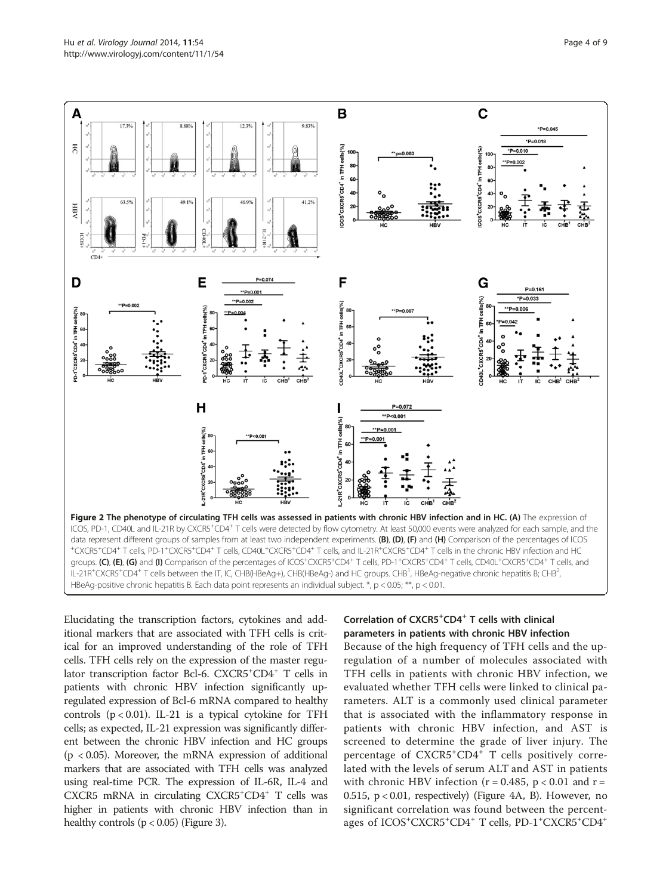**Figure 2 The phenotype of circulating TFH cells was assessed in patients with chronic HBV infection and in HC. (A)** The expression of ICOS, PD-1, CD40L and IL-21R by $CXCR5^+CD4^+$ T cells were detected by flow cytometry. At least 50,000 events were analyzed for each sample, and the data represent different groups of samples from at least two independent experiments. **(B)**, **(D)**, **(F)** and **(H)** Comparison of the percentages of $ICOS^+CXCR5^+CD4^+$ T cells, $PD\text{-}1^+CXCR5^+CD4^+$ T cells, $CD40L^+CXCR5^+CD4^+$ T cells, and $IL\text{-}21R^+CXCR5^+CD4^+$ T cells in the chronic HBV infection and HC groups. **(C)**, **(E)**, **(G)** and **(I)** Comparison of the percentages of $ICOS^+CXCR5^+CD4^+$ T cells, $PD\text{-}1^+CXCR5^+CD4^+$ T cells, $CD40L^+CXCR5^+CD4^+$ T cells, and $IL\text{-}21R^+CXCR5^+CD4^+$ T cells between the IT, IC, CHB(HBeAg+), CHB(HBeAg-) and HC groups. $CHB^1$, HBeAg-negative chronic hepatitis B; $CHB^2$, HBeAg-positive chronic hepatitis B. Each data point represents an individual subject. *, $p < 0.05$; **, $p < 0.01$.

Elucidating the transcription factors, cytokines and additional markers that are associated with TFH cells is critical for an improved understanding of the role of TFH cells. TFH cells rely on the expression of the master regulator transcription factor Bcl-6. $CXCR5^+CD4^+$ T cells in patients with chronic HBV infection significantly upregulated expression of Bcl-6 mRNA compared to healthy controls ($p < 0.01$). IL-21 is a typical cytokine for TFH cells; as expected, IL-21 expression was significantly different between the chronic HBV infection and HC groups ($p < 0.05$). Moreover, the mRNA expression of additional markers that are associated with TFH cells was analyzed using real-time PCR. The expression of IL-6R, IL-4 and CXCR5 mRNA in circulating $CXCR5^+CD4^+$ T cells was higher in patients with chronic HBV infection than in healthy controls ($p < 0.05$) (Figure 3).

### Correlation of $CXCR5^+CD4^+$ T cells with clinical parameters in patients with chronic HBV infection

Because of the high frequency of TFH cells and the upregulation of a number of molecules associated with TFH cells in patients with chronic HBV infection, we evaluated whether TFH cells were linked to clinical parameters. ALT is a commonly used clinical parameter that is associated with the inflammatory response in patients with chronic HBV infection, and AST is screened to determine the grade of liver injury. The percentage of $CXCR5^+CD4^+$ T cells positively correlated with the levels of serum ALT and AST in patients with chronic HBV infection ($r = 0.485$, $p < 0.01$ and $r = 0.515$, $p < 0.01$, respectively) (Figure 4A, B). However, no significant correlation was found between the percentages of $ICOS^+CXCR5^+CD4^+$ T cells, $PD\text{-}1^+CXCR5^+CD4^+$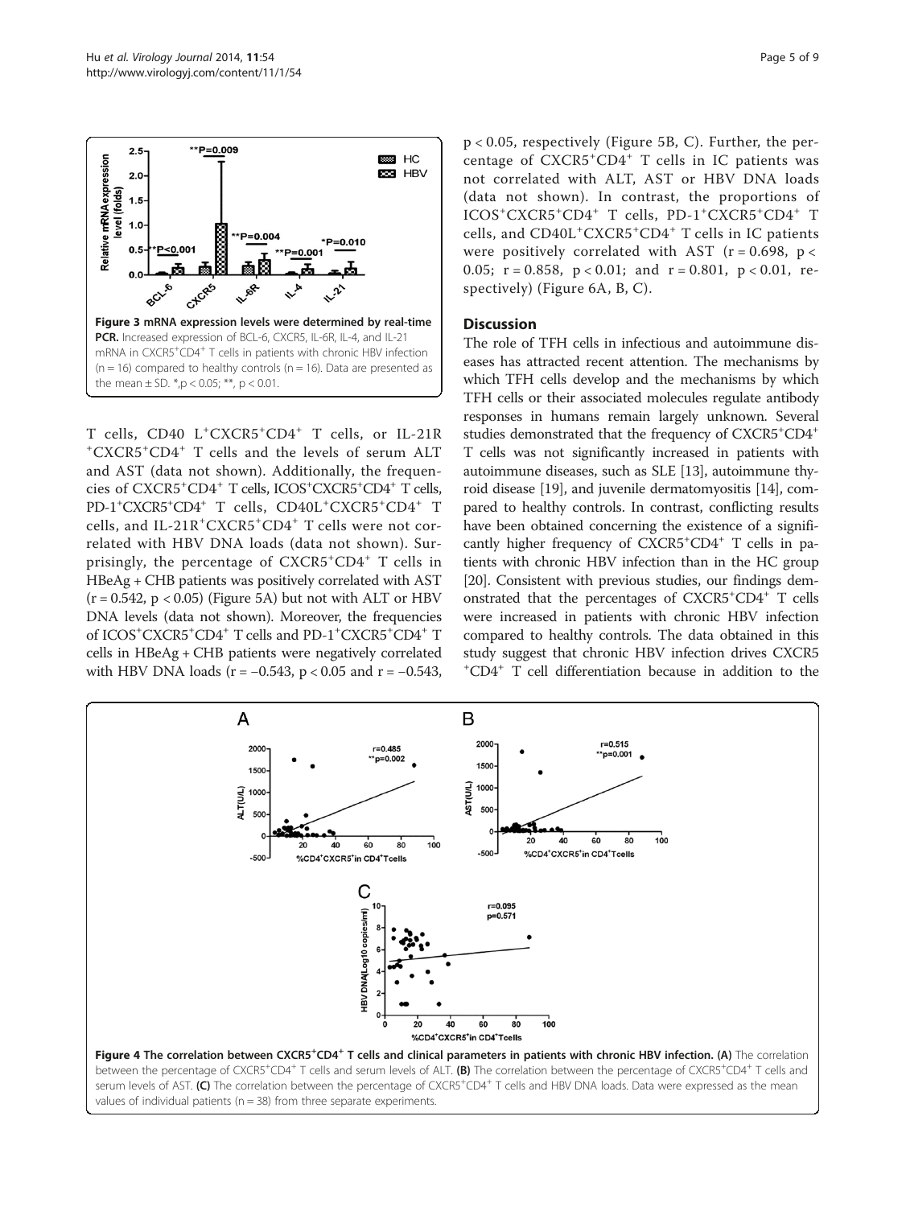**Figure 3 mRNA expression levels were determined by real-time PCR.** Increased expression of BCL-6, CXCR5, IL-6R, IL-4, and IL-21 mRNA in $CXCR5^{+}CD4^{+}$ T cells in patients with chronic HBV infection (n = 16) compared to healthy controls (n = 16). Data are presented as the mean ± SD. *, $p < 0.05$; **, $p < 0.01$.

T cells, CD40 $L^{+}CXCR5^{+}CD4^{+}$ T cells, or IL-21R $^{+}CXCR5^{+}CD4^{+}$ T cells and the levels of serum ALT and AST (data not shown). Additionally, the frequencies of $CXCR5^{+}CD4^{+}$ T cells, $ICOS^{+}CXCR5^{+}CD4^{+}$ T cells, PD-$1^{+}CXCR5^{+}CD4^{+}$ T cells, $CD40L^{+}CXCR5^{+}CD4^{+}$ T cells, and IL-$21R^{+}CXCR5^{+}CD4^{+}$ T cells were not correlated with HBV DNA loads (data not shown). Surprisingly, the percentage of $CXCR5^{+}CD4^{+}$ T cells in HBeAg + CHB patients was positively correlated with AST ($r = 0.542$, $p < 0.05$) (Figure 5A) but not with ALT or HBV DNA levels (data not shown). Moreover, the frequencies of $ICOS^{+}CXCR5^{+}CD4^{+}$ T cells and PD-$1^{+}CXCR5^{+}CD4^{+}$ T cells in HBeAg + CHB patients were negatively correlated with HBV DNA loads ($r = -0.543$, $p < 0.05$ and $r = -0.543$, $p < 0.05$, respectively (Figure 5B, C). Further, the percentage of $CXCR5^{+}CD4^{+}$ T cells in IC patients was not correlated with ALT, AST or HBV DNA loads (data not shown). In contrast, the proportions of $ICOS^{+}CXCR5^{+}CD4^{+}$ T cells, PD-$1^{+}CXCR5^{+}CD4^{+}$ T cells, and $CD40L^{+}CXCR5^{+}CD4^{+}$ T cells in IC patients were positively correlated with AST ($r = 0.698$, $p < 0.05$; $r = 0.858$, $p < 0.01$; and $r = 0.801$, $p < 0.01$, respectively) (Figure 6A, B, C).

## Discussion

The role of TFH cells in infectious and autoimmune diseases has attracted recent attention. The mechanisms by which TFH cells develop and the mechanisms by which TFH cells or their associated molecules regulate antibody responses in humans remain largely unknown. Several studies demonstrated that the frequency of $CXCR5^{+}CD4^{+}$ T cells was not significantly increased in patients with autoimmune diseases, such as SLE [13], autoimmune thyroid disease [19], and juvenile dermatomyositis [14], compared to healthy controls. In contrast, conflicting results have been obtained concerning the existence of a significantly higher frequency of $CXCR5^{+}CD4^{+}$ T cells in patients with chronic HBV infection than in the HC group [20]. Consistent with previous studies, our findings demonstrated that the percentages of $CXCR5^{+}CD4^{+}$ T cells were increased in patients with chronic HBV infection compared to healthy controls. The data obtained in this study suggest that chronic HBV infection drives CXCR5 $^{+}CD4^{+}$ T cell differentiation because in addition to the

**Figure 4 The correlation between $CXCR5^{+}CD4^{+}$ T cells and clinical parameters in patients with chronic HBV infection.** **(A)** The correlation between the percentage of $CXCR5^{+}CD4^{+}$ T cells and serum levels of ALT. **(B)** The correlation between the percentage of $CXCR5^{+}CD4^{+}$ T cells and serum levels of AST. **(C)** The correlation between the percentage of $CXCR5^{+}CD4^{+}$ T cells and HBV DNA loads. Data were expressed as the mean values of individual patients (n = 38) from three separate experiments.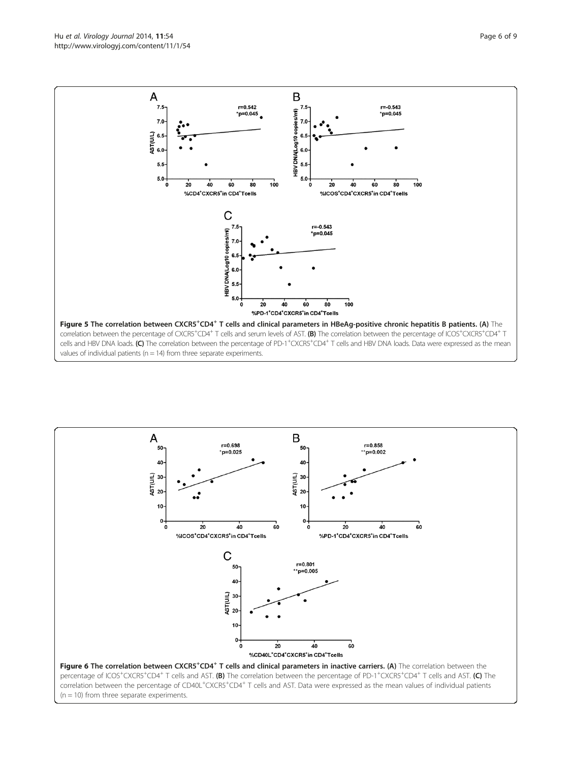**Figure 5 The correlation between CXCR5⁺CD4⁺ T cells and clinical parameters in HBeAg-positive chronic hepatitis B patients. (A)** The correlation between the percentage of CXCR5⁺CD4⁺ T cells and serum levels of AST. **(B)** The correlation between the percentage of ICOS⁺CXCR5⁺CD4⁺ T cells and HBV DNA loads. **(C)** The correlation between the percentage of PD-1⁺CXCR5⁺CD4⁺ T cells and HBV DNA loads. Data were expressed as the mean values of individual patients (n = 14) from three separate experiments.

**Figure 6 The correlation between CXCR5⁺CD4⁺ T cells and clinical parameters in inactive carriers. (A)** The correlation between the percentage of ICOS⁺CXCR5⁺CD4⁺ T cells and AST. **(B)** The correlation between the percentage of PD-1⁺CXCR5⁺CD4⁺ T cells and AST. **(C)** The correlation between the percentage of CD40L⁺CXCR5⁺CD4⁺ T cells and AST. Data were expressed as the mean values of individual patients (n = 10) from three separate experiments.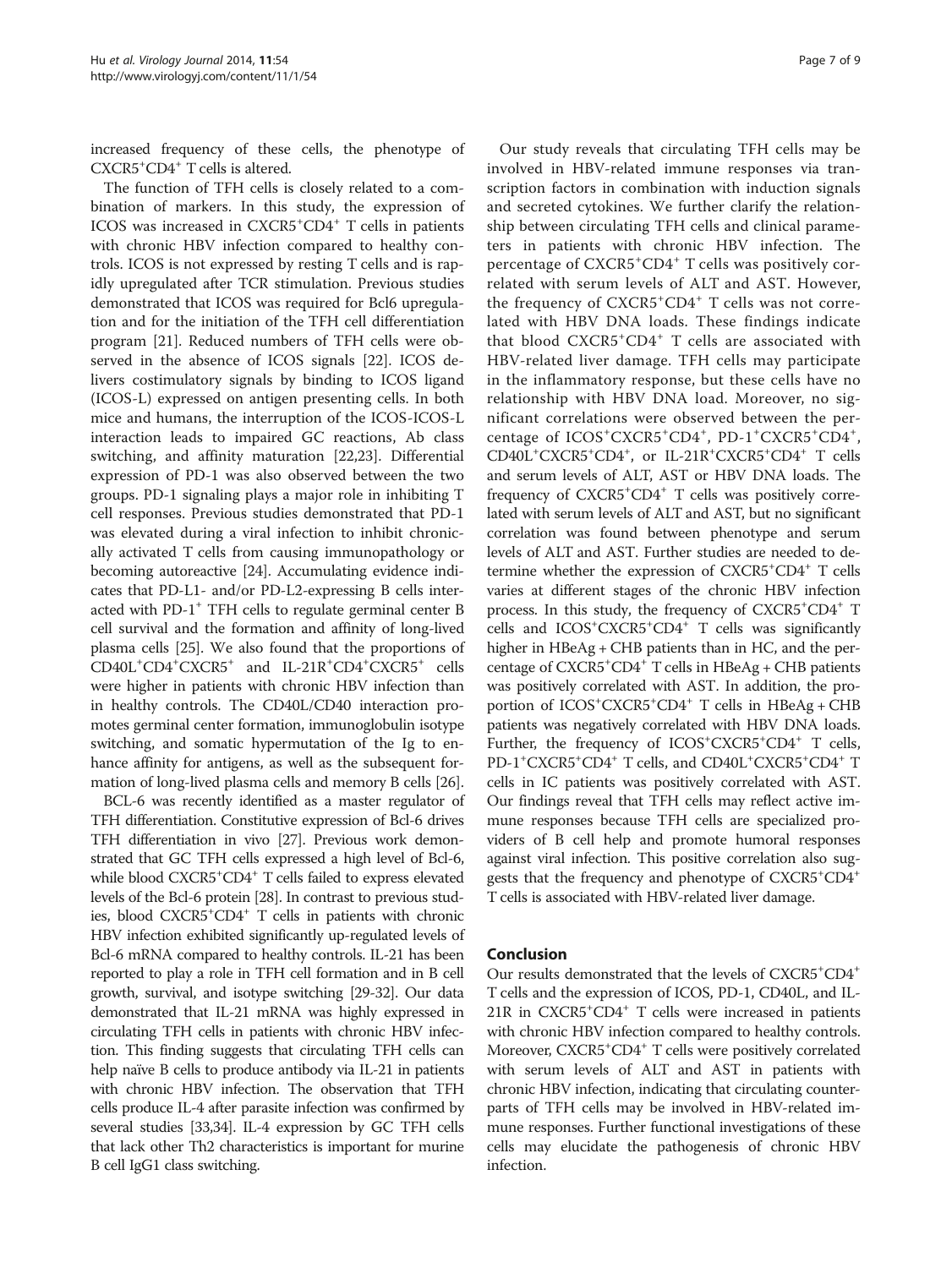increased frequency of these cells, the phenotype of $CXCR5^{+}CD4^{+}$ T cells is altered.

The function of TFH cells is closely related to a combination of markers. In this study, the expression of ICOS was increased in $CXCR5^{+}CD4^{+}$ T cells in patients with chronic HBV infection compared to healthy controls. ICOS is not expressed by resting T cells and is rapidly upregulated after TCR stimulation. Previous studies demonstrated that ICOS was required for Bcl6 upregulation and for the initiation of the TFH cell differentiation program [21]. Reduced numbers of TFH cells were observed in the absence of ICOS signals [22]. ICOS delivers costimulatory signals by binding to ICOS ligand (ICOS-L) expressed on antigen presenting cells. In both mice and humans, the interruption of the ICOS-ICOS-L interaction leads to impaired GC reactions, Ab class switching, and affinity maturation [22,23]. Differential expression of PD-1 was also observed between the two groups. PD-1 signaling plays a major role in inhibiting T cell responses. Previous studies demonstrated that PD-1 was elevated during a viral infection to inhibit chronically activated T cells from causing immunopathology or becoming autoreactive [24]. Accumulating evidence indicates that PD-L1- and/or PD-L2-expressing B cells interacted with $PD\text{-}1^{+}$ TFH cells to regulate germinal center B cell survival and the formation and affinity of long-lived plasma cells [25]. We also found that the proportions of $CD40L^{+}CD4^{+}CXCR5^{+}$ and $IL\text{-}21R^{+}CD4^{+}CXCR5^{+}$ cells were higher in patients with chronic HBV infection than in healthy controls. The CD40L/CD40 interaction promotes germinal center formation, immunoglobulin isotype switching, and somatic hypermutation of the Ig to enhance affinity for antigens, as well as the subsequent formation of long-lived plasma cells and memory B cells [26].

BCL-6 was recently identified as a master regulator of TFH differentiation. Constitutive expression of Bcl-6 drives TFH differentiation in vivo [27]. Previous work demonstrated that GC TFH cells expressed a high level of Bcl-6, while blood $CXCR5^{+}CD4^{+}$ T cells failed to express elevated levels of the Bcl-6 protein [28]. In contrast to previous studies, blood $CXCR5^{+}CD4^{+}$ T cells in patients with chronic HBV infection exhibited significantly up-regulated levels of Bcl-6 mRNA compared to healthy controls. IL-21 has been reported to play a role in TFH cell formation and in B cell growth, survival, and isotype switching [29-32]. Our data demonstrated that IL-21 mRNA was highly expressed in circulating TFH cells in patients with chronic HBV infection. This finding suggests that circulating TFH cells can help naïve B cells to produce antibody via IL-21 in patients with chronic HBV infection. The observation that TFH cells produce IL-4 after parasite infection was confirmed by several studies [33,34]. IL-4 expression by GC TFH cells that lack other Th2 characteristics is important for murine B cell IgG1 class switching.

Our study reveals that circulating TFH cells may be involved in HBV-related immune responses via transcription factors in combination with induction signals and secreted cytokines. We further clarify the relationship between circulating TFH cells and clinical parameters in patients with chronic HBV infection. The percentage of $CXCR5^{+}CD4^{+}$ T cells was positively correlated with serum levels of ALT and AST. However, the frequency of $CXCR5^{+}CD4^{+}$ T cells was not correlated with HBV DNA loads. These findings indicate that blood $CXCR5^{+}CD4^{+}$ T cells are associated with HBV-related liver damage. TFH cells may participate in the inflammatory response, but these cells have no relationship with HBV DNA load. Moreover, no significant correlations were observed between the percentage of $ICOS^{+}CXCR5^{+}CD4^{+}$, $PD\text{-}1^{+}CXCR5^{+}CD4^{+}$, $CD40L^{+}CXCR5^{+}CD4^{+}$, or $IL\text{-}21R^{+}CXCR5^{+}CD4^{+}$ T cells and serum levels of ALT, AST or HBV DNA loads. The frequency of $CXCR5^{+}CD4^{+}$ T cells was positively correlated with serum levels of ALT and AST, but no significant correlation was found between phenotype and serum levels of ALT and AST. Further studies are needed to determine whether the expression of $CXCR5^{+}CD4^{+}$ T cells varies at different stages of the chronic HBV infection process. In this study, the frequency of $CXCR5^{+}CD4^{+}$ T cells and $ICOS^{+}CXCR5^{+}CD4^{+}$ T cells was significantly higher in HBeAg + CHB patients than in HC, and the percentage of $CXCR5^{+}CD4^{+}$ T cells in HBeAg + CHB patients was positively correlated with AST. In addition, the proportion of $ICOS^{+}CXCR5^{+}CD4^{+}$ T cells in HBeAg + CHB patients was negatively correlated with HBV DNA loads. Further, the frequency of $ICOS^{+}CXCR5^{+}CD4^{+}$ T cells, $PD\text{-}1^{+}CXCR5^{+}CD4^{+}$ T cells, and $CD40L^{+}CXCR5^{+}CD4^{+}$ T cells in IC patients was positively correlated with AST. Our findings reveal that TFH cells may reflect active immune responses because TFH cells are specialized providers of B cell help and promote humoral responses against viral infection. This positive correlation also suggests that the frequency and phenotype of $CXCR5^{+}CD4^{+}$ T cells is associated with HBV-related liver damage.

## Conclusion

Our results demonstrated that the levels of $CXCR5^{+}CD4^{+}$ T cells and the expression of ICOS, PD-1, CD40L, and IL-21R in $CXCR5^{+}CD4^{+}$ T cells were increased in patients with chronic HBV infection compared to healthy controls. Moreover, $CXCR5^{+}CD4^{+}$ T cells were positively correlated with serum levels of ALT and AST in patients with chronic HBV infection, indicating that circulating counterparts of TFH cells may be involved in HBV-related immune responses. Further functional investigations of these cells may elucidate the pathogenesis of chronic HBV infection.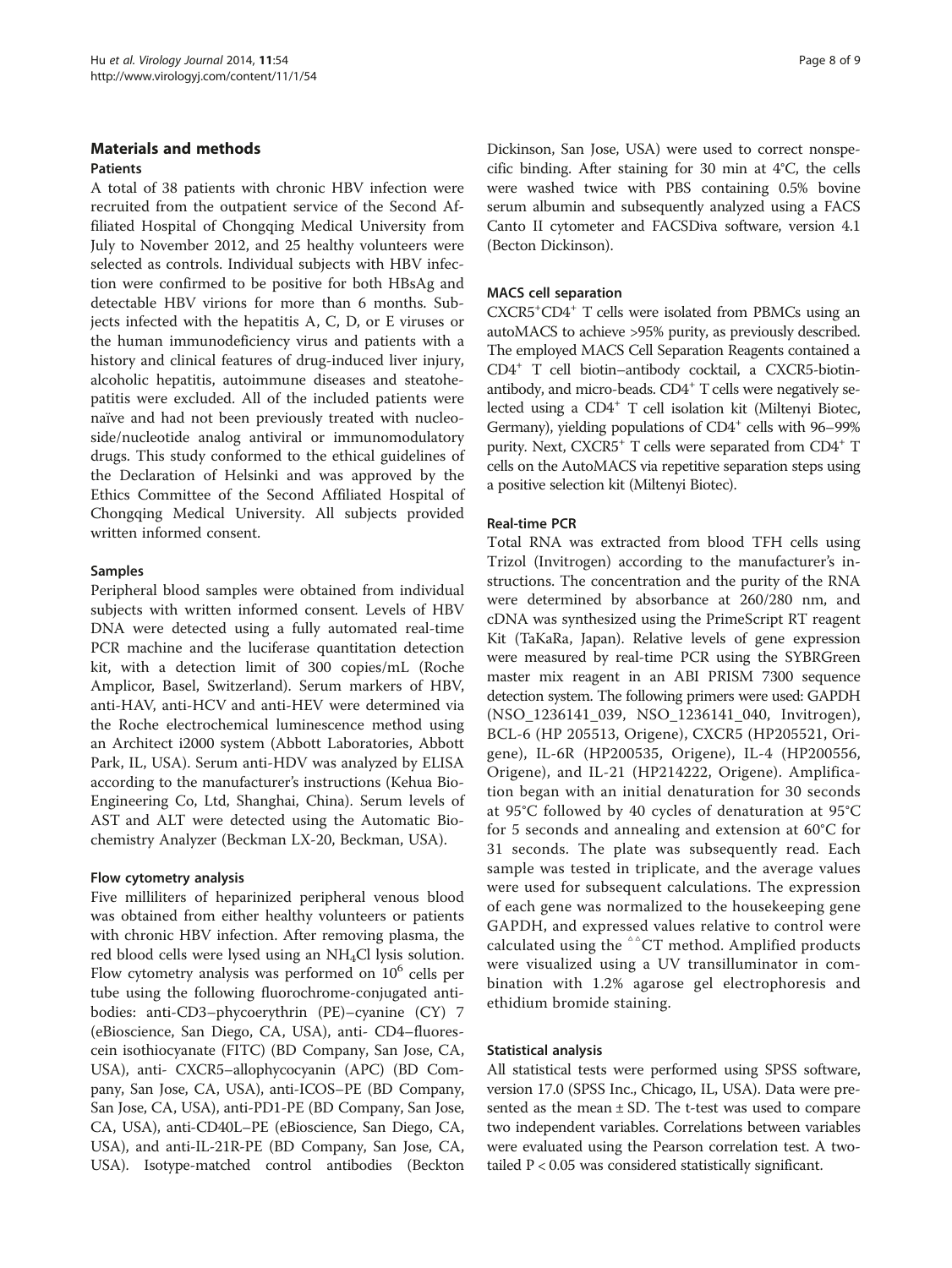## Materials and methods

### Patients

A total of 38 patients with chronic HBV infection were recruited from the outpatient service of the Second Affiliated Hospital of Chongqing Medical University from July to November 2012, and 25 healthy volunteers were selected as controls. Individual subjects with HBV infection were confirmed to be positive for both HBsAg and detectable HBV virions for more than 6 months. Subjects infected with the hepatitis A, C, D, or E viruses or the human immunodeficiency virus and patients with a history and clinical features of drug-induced liver injury, alcoholic hepatitis, autoimmune diseases and steatohepatitis were excluded. All of the included patients were naïve and had not been previously treated with nucleoside/nucleotide analog antiviral or immunomodulatory drugs. This study conformed to the ethical guidelines of the Declaration of Helsinki and was approved by the Ethics Committee of the Second Affiliated Hospital of Chongqing Medical University. All subjects provided written informed consent.

### Samples

Peripheral blood samples were obtained from individual subjects with written informed consent. Levels of HBV DNA were detected using a fully automated real-time PCR machine and the luciferase quantitation detection kit, with a detection limit of 300 copies/mL (Roche Amplicor, Basel, Switzerland). Serum markers of HBV, anti-HAV, anti-HCV and anti-HEV were determined via the Roche electrochemical luminescence method using an Architect i2000 system (Abbott Laboratories, Abbott Park, IL, USA). Serum anti-HDV was analyzed by ELISA according to the manufacturer's instructions (Kehua Bio-Engineering Co, Ltd, Shanghai, China). Serum levels of AST and ALT were detected using the Automatic Biochemistry Analyzer (Beckman LX-20, Beckman, USA).

### Flow cytometry analysis

Five milliliters of heparinized peripheral venous blood was obtained from either healthy volunteers or patients with chronic HBV infection. After removing plasma, the red blood cells were lysed using an $NH_4Cl$ lysis solution. Flow cytometry analysis was performed on $10^6$ cells per tube using the following fluorochrome-conjugated antibodies: anti-CD3–phycoerythrin (PE)–cyanine (CY) 7 (eBioscience, San Diego, CA, USA), anti- CD4–fluorescein isothiocyanate (FITC) (BD Company, San Jose, CA, USA), anti- CXCR5–allophycocyanin (APC) (BD Company, San Jose, CA, USA), anti-ICOS–PE (BD Company, San Jose, CA, USA), anti-PD1-PE (BD Company, San Jose, CA, USA), anti-CD40L–PE (eBioscience, San Diego, CA, USA), and anti-IL-21R-PE (BD Company, San Jose, CA, USA). Isotype-matched control antibodies (Beckton Dickinson, San Jose, USA) were used to correct nonspecific binding. After staining for 30 min at 4°C, the cells were washed twice with PBS containing 0.5% bovine serum albumin and subsequently analyzed using a FACS Canto II cytometer and FACSDiva software, version 4.1 (Becton Dickinson).

### MACS cell separation

$CXCR5^+CD4^+$ T cells were isolated from PBMCs using an autoMACS to achieve >95% purity, as previously described. The employed MACS Cell Separation Reagents contained a $CD4^+$ T cell biotin–antibody cocktail, a CXCR5-biotin-antibody, and micro-beads. $CD4^+$ T cells were negatively selected using a $CD4^+$ T cell isolation kit (Miltenyi Biotec, Germany), yielding populations of $CD4^+$ cells with 96–99% purity. Next, $CXCR5^+$ T cells were separated from $CD4^+$ T cells on the AutoMACS via repetitive separation steps using a positive selection kit (Miltenyi Biotec).

### Real-time PCR

Total RNA was extracted from blood TFH cells using Trizol (Invitrogen) according to the manufacturer's instructions. The concentration and the purity of the RNA were determined by absorbance at 260/280 nm, and cDNA was synthesized using the PrimeScript RT reagent Kit (TaKaRa, Japan). Relative levels of gene expression were measured by real-time PCR using the SYBRGreen master mix reagent in an ABI PRISM 7300 sequence detection system. The following primers were used: GAPDH (NSO_1236141_039, NSO_1236141_040, Invitrogen), BCL-6 (HP 205513, Origene), CXCR5 (HP205521, Origene), IL-6R (HP200535, Origene), IL-4 (HP200556, Origene), and IL-21 (HP214222, Origene). Amplification began with an initial denaturation for 30 seconds at 95°C followed by 40 cycles of denaturation at 95°C for 5 seconds and annealing and extension at 60°C for 31 seconds. The plate was subsequently read. Each sample was tested in triplicate, and the average values were used for subsequent calculations. The expression of each gene was normalized to the housekeeping gene GAPDH, and expressed values relative to control were calculated using the $^{\triangle\triangle}$CT method. Amplified products were visualized using a UV transilluminator in combination with 1.2% agarose gel electrophoresis and ethidium bromide staining.

### Statistical analysis

All statistical tests were performed using SPSS software, version 17.0 (SPSS Inc., Chicago, IL, USA). Data were presented as the mean ± SD. The t-test was used to compare two independent variables. Correlations between variables were evaluated using the Pearson correlation test. A two-tailed $P < 0.05$ was considered statistically significant.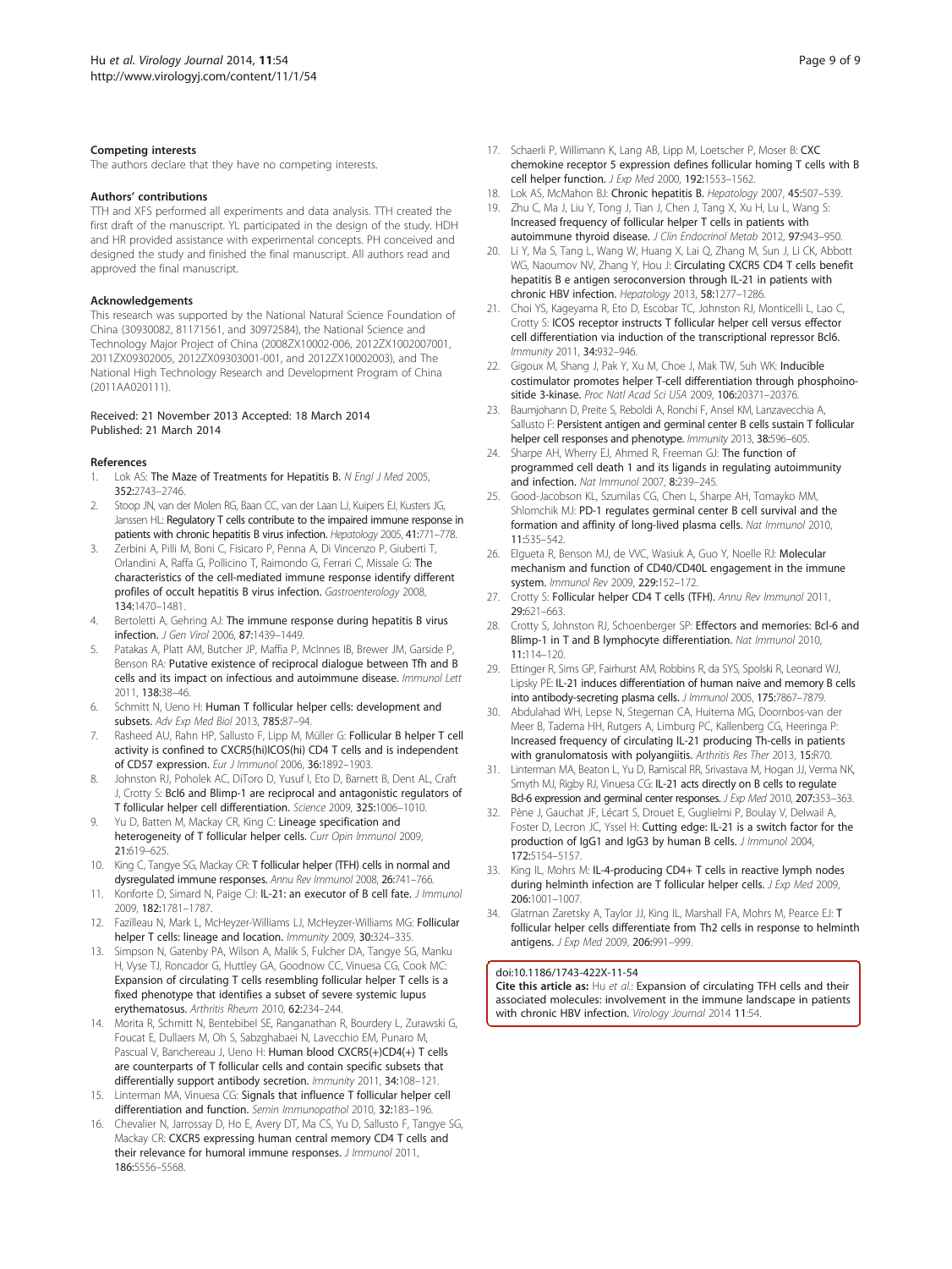### Competing interests

The authors declare that they have no competing interests.

### Authors' contributions

TTH and XFS performed all experiments and data analysis. TTH created the first draft of the manuscript. YL participated in the design of the study. HDH and HR provided assistance with experimental concepts. PH conceived and designed the study and finished the final manuscript. All authors read and approved the final manuscript.

### Acknowledgements

This research was supported by the National Natural Science Foundation of China (30930082, 81171561, and 30972584), the National Science and Technology Major Project of China (2008ZX10002-006, 2012ZX1002007001, 2011ZX09302005, 2012ZX09303001-001, and 2012ZX10002003), and The National High Technology Research and Development Program of China (2011AA020111).

Received: 21 November 2013 Accepted: 18 March 2014
Published: 21 March 2014

### References

1. Lok AS: **The Maze of Treatments for Hepatitis B.** *N Engl J Med* 2005, **352:**2743–2746.
2. Stoop JN, van der Molen RG, Baan CC, van der Laan LJ, Kuipers EJ, Kusters JG, Janssen HL: **Regulatory T cells contribute to the impaired immune response in patients with chronic hepatitis B virus infection.** *Hepatology* 2005, **41:**771–778.
3. Zerbini A, Pilli M, Boni C, Fisicaro P, Penna A, Di Vincenzo P, Giuberti T, Orlandini A, Raffa G, Pollicino T, Raimondo G, Ferrari C, Missale G: **The characteristics of the cell-mediated immune response identify different profiles of occult hepatitis B virus infection.** *Gastroenterology* 2008, **134:**1470–1481.
4. Bertoletti A, Gehring AJ: **The immune response during hepatitis B virus infection.** *J Gen Virol* 2006, **87:**1439–1449.
5. Patakas A, Platt AM, Butcher JP, Maffia P, McInnes IB, Brewer JM, Garside P, Benson RA: **Putative existence of reciprocal dialogue between Tfh and B cells and its impact on infectious and autoimmune disease.** *Immunol Lett* 2011, **138:**38–46.
6. Schmitt N, Ueno H: **Human T follicular helper cells: development and subsets.** *Adv Exp Med Biol* 2013, **785:**87–94.
7. Rasheed AU, Rahn HP, Sallusto F, Lipp M, Müller G: **Follicular B helper T cell activity is confined to CXCR5(hi)ICOS(hi) CD4 T cells and is independent of CD57 expression.** *Eur J Immunol* 2006, **36:**1892–1903.
8. Johnston RJ, Poholek AC, DiToro D, Yusuf I, Eto D, Barnett B, Dent AL, Craft J, Crotty S: **Bcl6 and Blimp-1 are reciprocal and antagonistic regulators of T follicular helper cell differentiation.** *Science* 2009, **325:**1006–1010.
9. Yu D, Batten M, Mackay CR, King C: **Lineage specification and heterogeneity of T follicular helper cells.** *Curr Opin Immunol* 2009, **21:**619–625.
10. King C, Tangye SG, Mackay CR: **T follicular helper (TFH) cells in normal and dysregulated immune responses.** *Annu Rev Immunol* 2008, **26:**741–766.
11. Konforte D, Simard N, Paige CJ: **IL-21: an executor of B cell fate.** *J Immunol* 2009, **182:**1781–1787.
12. Fazilleau N, Mark L, McHeyzer-Williams LJ, McHeyzer-Williams MG: **Follicular helper T cells: lineage and location.** *Immunity* 2009, **30:**324–335.
13. Simpson N, Gatenby PA, Wilson A, Malik S, Fulcher DA, Tangye SG, Manku H, Vyse TJ, Roncador G, Huttley GA, Goodnow CC, Vinuesa CG, Cook MC: **Expansion of circulating T cells resembling follicular helper T cells is a fixed phenotype that identifies a subset of severe systemic lupus erythematosus.** *Arthritis Rheum* 2010, **62:**234–244.
14. Morita R, Schmitt N, Bentebibel SE, Ranganathan R, Bourdery L, Zurawski G, Foucat E, Dullaers M, Oh S, Sabzghabaei N, Lavecchio EM, Punaro M, Pascual V, Banchereau J, Ueno H: **Human blood CXCR5(+)CD4(+) T cells are counterparts of T follicular cells and contain specific subsets that differentially support antibody secretion.** *Immunity* 2011, **34:**108–121.
15. Linterman MA, Vinuesa CG: **Signals that influence T follicular helper cell differentiation and function.** *Semin Immunopathol* 2010, **32:**183–196.
16. Chevalier N, Jarrossay D, Ho E, Avery DT, Ma CS, Yu D, Sallusto F, Tangye SG, Mackay CR: **CXCR5 expressing human central memory CD4 T cells and their relevance for humoral immune responses.** *J Immunol* 2011, **186:**5556–5568.
17. Schaerli P, Willimann K, Lang AB, Lipp M, Loetscher P, Moser B: **CXC chemokine receptor 5 expression defines follicular homing T cells with B cell helper function.** *J Exp Med* 2000, **192:**1553–1562.
18. Lok AS, McMahon BJ: **Chronic hepatitis B.** *Hepatology* 2007, **45:**507–539.
19. Zhu C, Ma J, Liu Y, Tong J, Tian J, Chen J, Tang X, Xu H, Lu L, Wang S: **Increased frequency of follicular helper T cells in patients with autoimmune thyroid disease.** *J Clin Endocrinol Metab* 2012, **97:**943–950.
20. Li Y, Ma S, Tang L, Wang W, Huang X, Lai Q, Zhang M, Sun J, Li CK, Abbott WG, Naoumov NV, Zhang Y, Hou J: **Circulating CXCR5 CD4 T cells benefit hepatitis B e antigen seroconversion through IL-21 in patients with chronic HBV infection.** *Hepatology* 2013, **58:**1277–1286.
21. Choi YS, Kageyama R, Eto D, Escobar TC, Johnston RJ, Monticelli L, Lao C, Crotty S: **ICOS receptor instructs T follicular helper cell versus effector cell differentiation via induction of the transcriptional repressor Bcl6.** *Immunity* 2011, **34:**932–946.
22. Gigoux M, Shang J, Pak Y, Xu M, Choe J, Mak TW, Suh WK: **Inducible costimulator promotes helper T-cell differentiation through phosphoinositide 3-kinase.** *Proc Natl Acad Sci USA* 2009, **106:**20371–20376.
23. Baumjohann D, Preite S, Reboldi A, Ronchi F, Ansel KM, Lanzavecchia A, Sallusto F: **Persistent antigen and germinal center B cells sustain T follicular helper cell responses and phenotype.** *Immunity* 2013, **38:**596–605.
24. Sharpe AH, Wherry EJ, Ahmed R, Freeman GJ: **The function of programmed cell death 1 and its ligands in regulating autoimmunity and infection.** *Nat Immunol* 2007, **8:**239–245.
25. Good-Jacobson KL, Szumilas CG, Chen L, Sharpe AH, Tomayko MM, Shlomchik MJ: **PD-1 regulates germinal center B cell survival and the formation and affinity of long-lived plasma cells.** *Nat Immunol* 2010, **11:**535–542.
26. Elgueta R, Benson MJ, de VVC, Wasiuk A, Guo Y, Noelle RJ: **Molecular mechanism and function of CD40/CD40L engagement in the immune system.** *Immunol Rev* 2009, **229:**152–172.
27. Crotty S: **Follicular helper CD4 T cells (TFH).** *Annu Rev Immunol* 2011, **29:**621–663.
28. Crotty S, Johnston RJ, Schoenberger SP: **Effectors and memories: Bcl-6 and Blimp-1 in T and B lymphocyte differentiation.** *Nat Immunol* 2010, **11:**114–120.
29. Ettinger R, Sims GP, Fairhurst AM, Robbins R, da SYS, Spolski R, Leonard WJ, Lipsky PE: **IL-21 induces differentiation of human naive and memory B cells into antibody-secreting plasma cells.** *J Immunol* 2005, **175:**7867–7879.
30. Abdulahad WH, Lepse N, Stegeman CA, Huitema MG, Doornbos-van der Meer B, Tadema HH, Rutgers A, Limburg PC, Kallenberg CG, Heeringa P: **Increased frequency of circulating IL-21 producing Th-cells in patients with granulomatosis with polyangiitis.** *Arthritis Res Ther* 2013, **15:**R70.
31. Linterman MA, Beaton L, Yu D, Ramiscal RR, Srivastava M, Hogan JJ, Verma NK, Smyth MJ, Rigby RJ, Vinuesa CG: **IL-21 acts directly on B cells to regulate Bcl-6 expression and germinal center responses.** *J Exp Med* 2010, **207:**353–363.
32. Pène J, Gauchat JF, Lécart S, Drouet E, Guglielmi P, Boulay V, Delwail A, Foster D, Lecron JC, Yssel H: **Cutting edge: IL-21 is a switch factor for the production of IgG1 and IgG3 by human B cells.** *J Immunol* 2004, **172:**5154–5157.
33. King IL, Mohrs M: **IL-4-producing CD4+ T cells in reactive lymph nodes during helminth infection are T follicular helper cells.** *J Exp Med* 2009, **206:**1001–1007.
34. Glatman Zaretsky A, Taylor JJ, King IL, Marshall FA, Mohrs M, Pearce EJ: **T follicular helper cells differentiate from Th2 cells in response to helminth antigens.** *J Exp Med* 2009, **206:**991–999.

doi:10.1186/1743-422X-11-54

**Cite this article as:** Hu *et al.*: Expansion of circulating TFH cells and their associated molecules: involvement in the immune landscape in patients with chronic HBV infection. *Virology Journal* 2014 **11**:54.